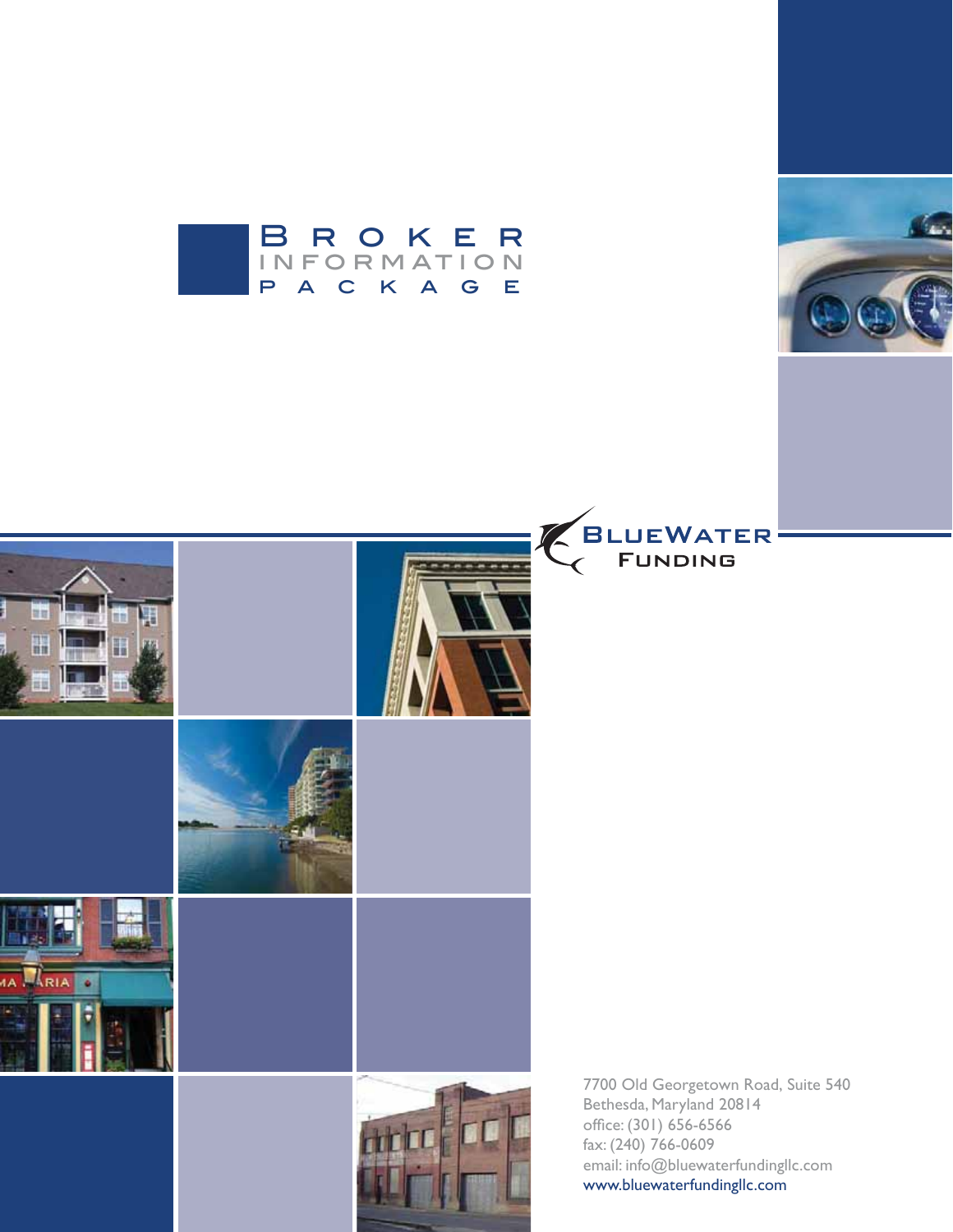# Broker Information Package

BlueWater Funding

7700 Old Georgetown Road, Suite 540
Bethesda, Maryland 20814
office: (301) 656-6566
fax: (240) 766-0609
email: info@bluewaterfundingllc.com
www.bluewaterfundingllc.com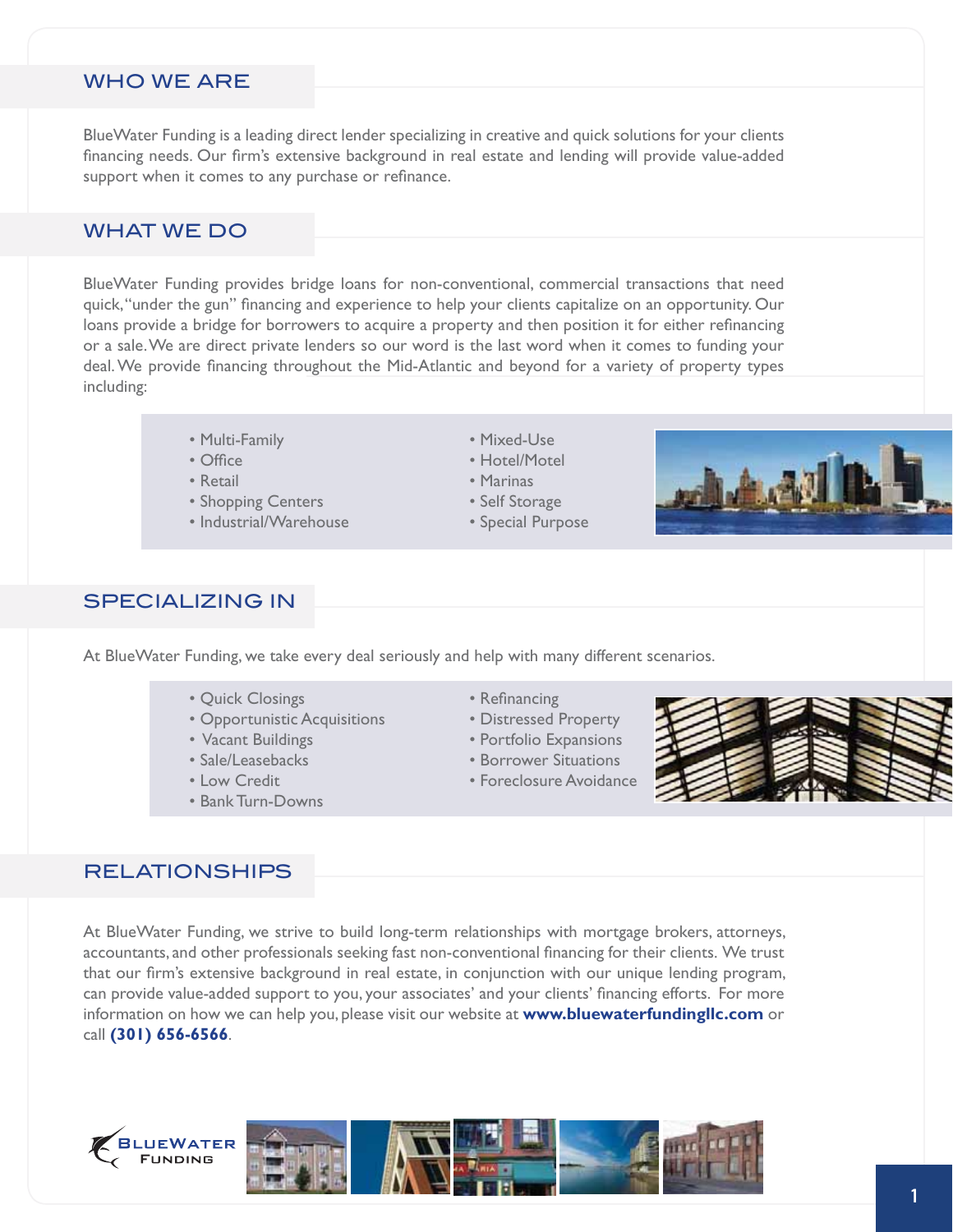## WHO WE ARE

BlueWater Funding is a leading direct lender specializing in creative and quick solutions for your clients financing needs. Our firm's extensive background in real estate and lending will provide value-added support when it comes to any purchase or refinance.

## WHAT WE DO

BlueWater Funding provides bridge loans for non-conventional, commercial transactions that need quick, "under the gun" financing and experience to help your clients capitalize on an opportunity. Our loans provide a bridge for borrowers to acquire a property and then position it for either refinancing or a sale. We are direct private lenders so our word is the last word when it comes to funding your deal. We provide financing throughout the Mid-Atlantic and beyond for a variety of property types including:

- Multi-Family
- Office
- Retail
- Shopping Centers
- Industrial/Warehouse
- Mixed-Use
- Hotel/Motel
- Marinas
- Self Storage
- Special Purpose

## SPECIALIZING IN

At BlueWater Funding, we take every deal seriously and help with many different scenarios.

- Quick Closings
- Opportunistic Acquisitions
- Vacant Buildings
- Sale/Leasebacks
- Low Credit
- Bank Turn-Downs
- Refinancing
- Distressed Property
- Portfolio Expansions
- Borrower Situations
- Foreclosure Avoidance

## RELATIONSHIPS

At BlueWater Funding, we strive to build long-term relationships with mortgage brokers, attorneys, accountants, and other professionals seeking fast non-conventional financing for their clients. We trust that our firm's extensive background in real estate, in conjunction with our unique lending program, can provide value-added support to you, your associates' and your clients' financing efforts. For more information on how we can help you, please visit our website at **www.bluewaterfundingllc.com** or call **(301) 656-6566**.

BLUEWATER FUNDING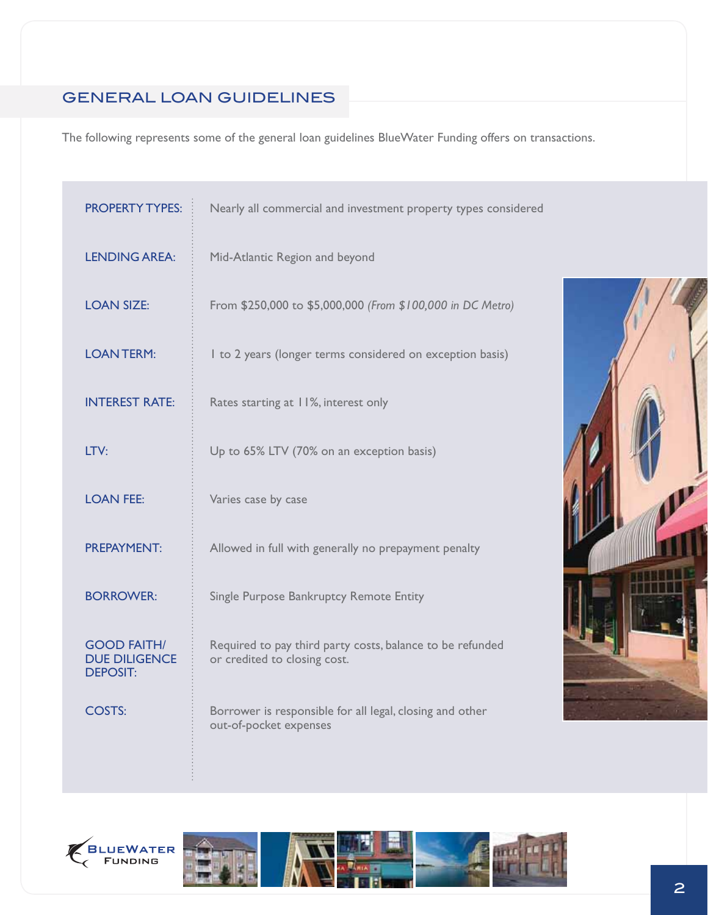## GENERAL LOAN GUIDELINES

The following represents some of the general loan guidelines BlueWater Funding offers on transactions.

| | |
|---|---|
| PROPERTY TYPES: | Nearly all commercial and investment property types considered |
| LENDING AREA: | Mid-Atlantic Region and beyond |
| LOAN SIZE: | From $250,000 to $5,000,000 *(From $100,000 in DC Metro)* |
| LOAN TERM: | 1 to 2 years (longer terms considered on exception basis) |
| INTEREST RATE: | Rates starting at 11%, interest only |
| LTV: | Up to 65% LTV (70% on an exception basis) |
| LOAN FEE: | Varies case by case |
| PREPAYMENT: | Allowed in full with generally no prepayment penalty |
| BORROWER: | Single Purpose Bankruptcy Remote Entity |
| GOOD FAITH/ DUE DILIGENCE DEPOSIT: | Required to pay third party costs, balance to be refunded or credited to closing cost. |
| COSTS: | Borrower is responsible for all legal, closing and other out-of-pocket expenses |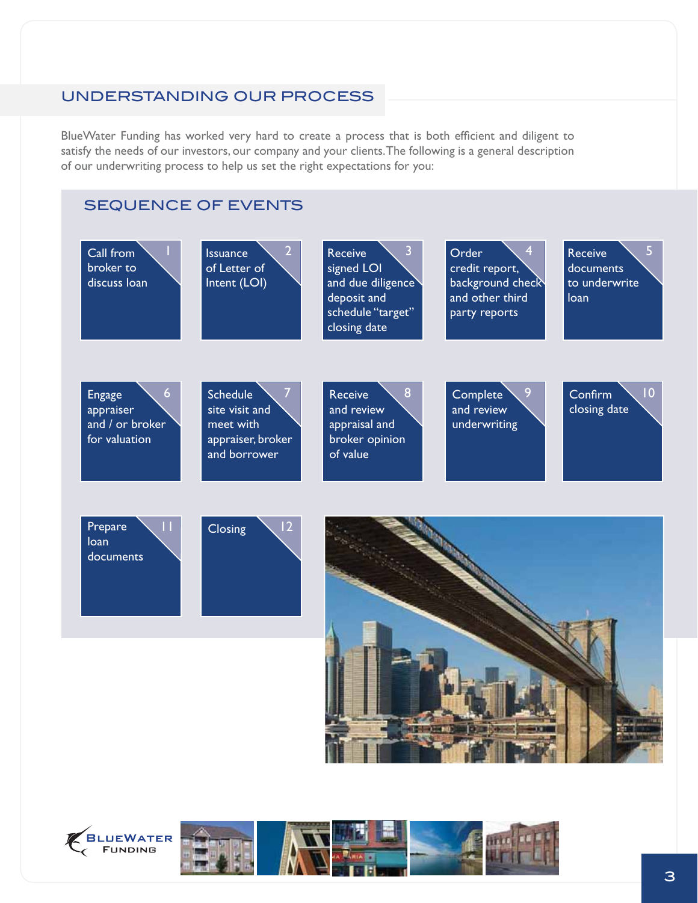## UNDERSTANDING OUR PROCESS

BlueWater Funding has worked very hard to create a process that is both efficient and diligent to satisfy the needs of our investors, our company and your clients. The following is a general description of our underwriting process to help us set the right expectations for you:

### SEQUENCE OF EVENTS

1. Call from broker to discuss loan
2. Issuance of Letter of Intent (LOI)
3. Receive signed LOI and due diligence deposit and schedule "target" closing date
4. Order credit report, background check and other third party reports
5. Receive documents to underwrite loan
6. Engage appraiser and / or broker for valuation
7. Schedule site visit and meet with appraiser, broker and borrower
8. Receive and review appraisal and broker opinion of value
9. Complete and review underwriting
10. Confirm closing date
11. Prepare loan documents
12. Closing

BlueWater Funding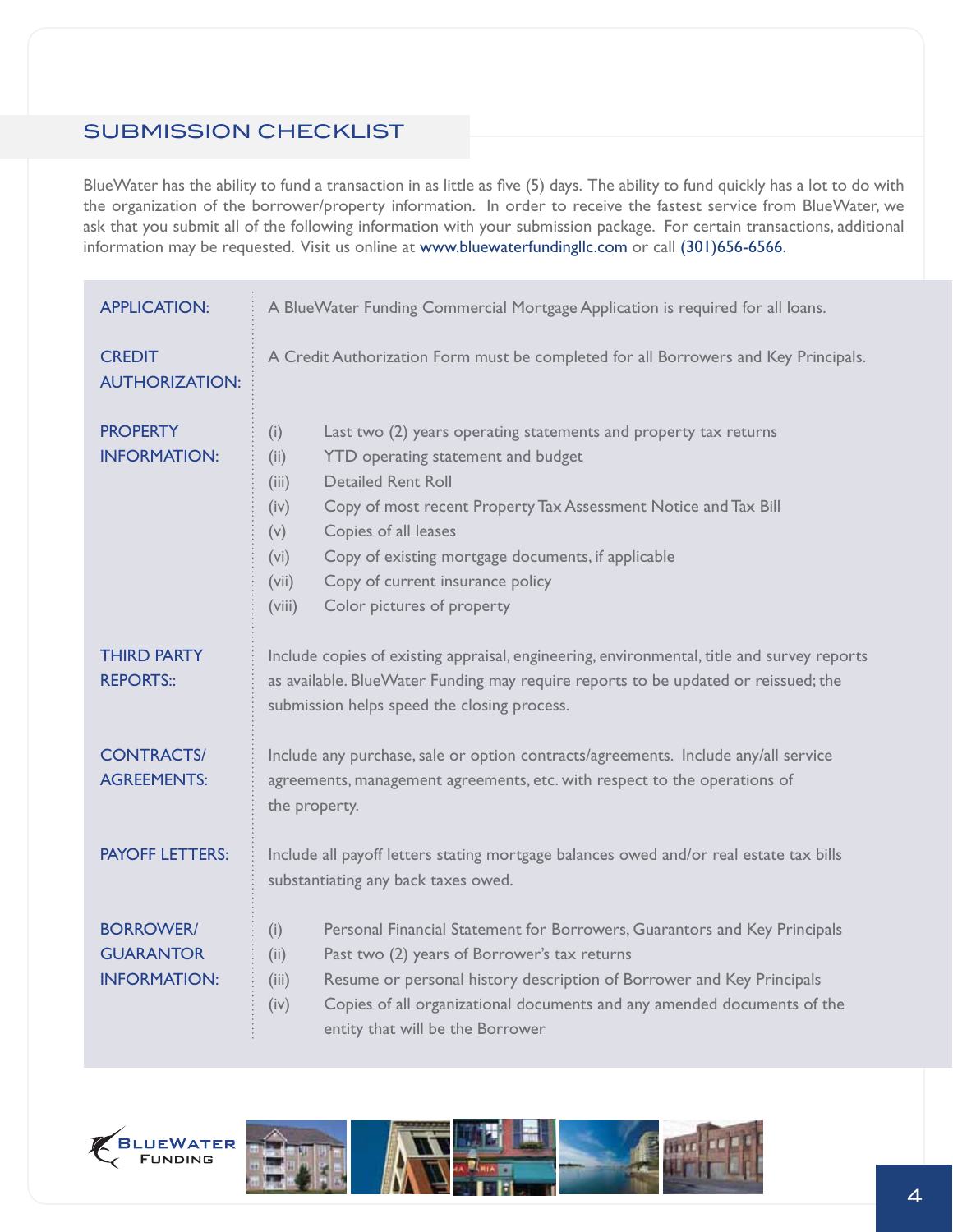## SUBMISSION CHECKLIST

BlueWater has the ability to fund a transaction in as little as five (5) days. The ability to fund quickly has a lot to do with the organization of the borrower/property information. In order to receive the fastest service from BlueWater, we ask that you submit all of the following information with your submission package. For certain transactions, additional information may be requested. Visit us online at www.bluewaterfundingllc.com or call (301)656-6566.

**APPLICATION:** A BlueWater Funding Commercial Mortgage Application is required for all loans.

**CREDIT AUTHORIZATION:** A Credit Authorization Form must be completed for all Borrowers and Key Principals.

**PROPERTY INFORMATION:**

- (i) Last two (2) years operating statements and property tax returns
- (ii) YTD operating statement and budget
- (iii) Detailed Rent Roll
- (iv) Copy of most recent Property Tax Assessment Notice and Tax Bill
- (v) Copies of all leases
- (vi) Copy of existing mortgage documents, if applicable
- (vii) Copy of current insurance policy
- (viii) Color pictures of property

**THIRD PARTY REPORTS::** Include copies of existing appraisal, engineering, environmental, title and survey reports as available. BlueWater Funding may require reports to be updated or reissued; the submission helps speed the closing process.

**CONTRACTS/ AGREEMENTS:** Include any purchase, sale or option contracts/agreements. Include any/all service agreements, management agreements, etc. with respect to the operations of the property.

**PAYOFF LETTERS:** Include all payoff letters stating mortgage balances owed and/or real estate tax bills substantiating any back taxes owed.

**BORROWER/ GUARANTOR INFORMATION:**

- (i) Personal Financial Statement for Borrowers, Guarantors and Key Principals
- (ii) Past two (2) years of Borrower's tax returns
- (iii) Resume or personal history description of Borrower and Key Principals
- (iv) Copies of all organizational documents and any amended documents of the entity that will be the Borrower

BlueWater Funding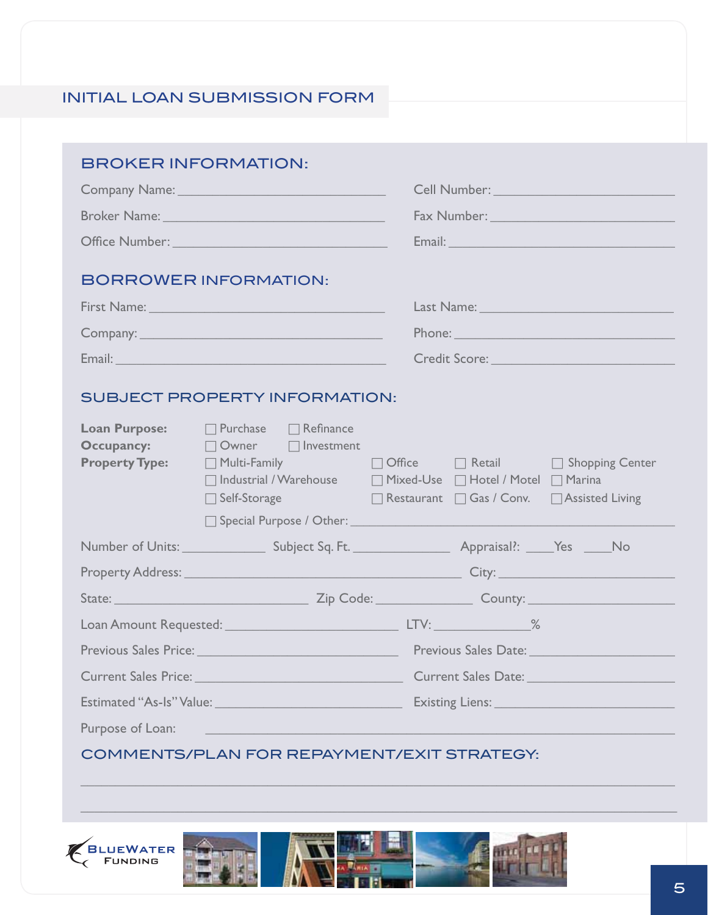# INITIAL LOAN SUBMISSION FORM

## BROKER INFORMATION:

Company Name: ______________________________ Cell Number: ______________________________

Broker Name: ______________________________ Fax Number: ______________________________

Office Number: ______________________________ Email: ______________________________

## BORROWER INFORMATION:

First Name: ______________________________ Last Name: ______________________________

Company: ______________________________ Phone: ______________________________

Email: ______________________________ Credit Score: ______________________________

## SUBJECT PROPERTY INFORMATION:

**Loan Purpose:** ☐ Purchase ☐ Refinance

**Occupancy:** ☐ Owner ☐ Investment

**Property Type:** ☐ Multi-Family ☐ Office ☐ Retail ☐ Shopping Center ☐ Industrial / Warehouse ☐ Mixed-Use ☐ Hotel / Motel ☐ Marina ☐ Self-Storage ☐ Restaurant ☐ Gas / Conv. ☐ Assisted Living ☐ Special Purpose / Other: ______________________________

Number of Units: ____________ Subject Sq. Ft. ______________ Appraisal?: ____Yes ____No

Property Address: ______________________________ City: ______________________________

State: ____________________ Zip Code: ______________ County: ____________________

Loan Amount Requested: ______________________________ LTV: ______________%

Previous Sales Price: ______________________________ Previous Sales Date: ______________________________

Current Sales Price: ______________________________ Current Sales Date: ______________________________

Estimated "As-Is" Value: ______________________________ Existing Liens: ______________________________

Purpose of Loan: ______________________________

## COMMENTS/PLAN FOR REPAYMENT/EXIT STRATEGY:

______________________________________________________________________________

______________________________________________________________________________

BLUEWATER FUNDING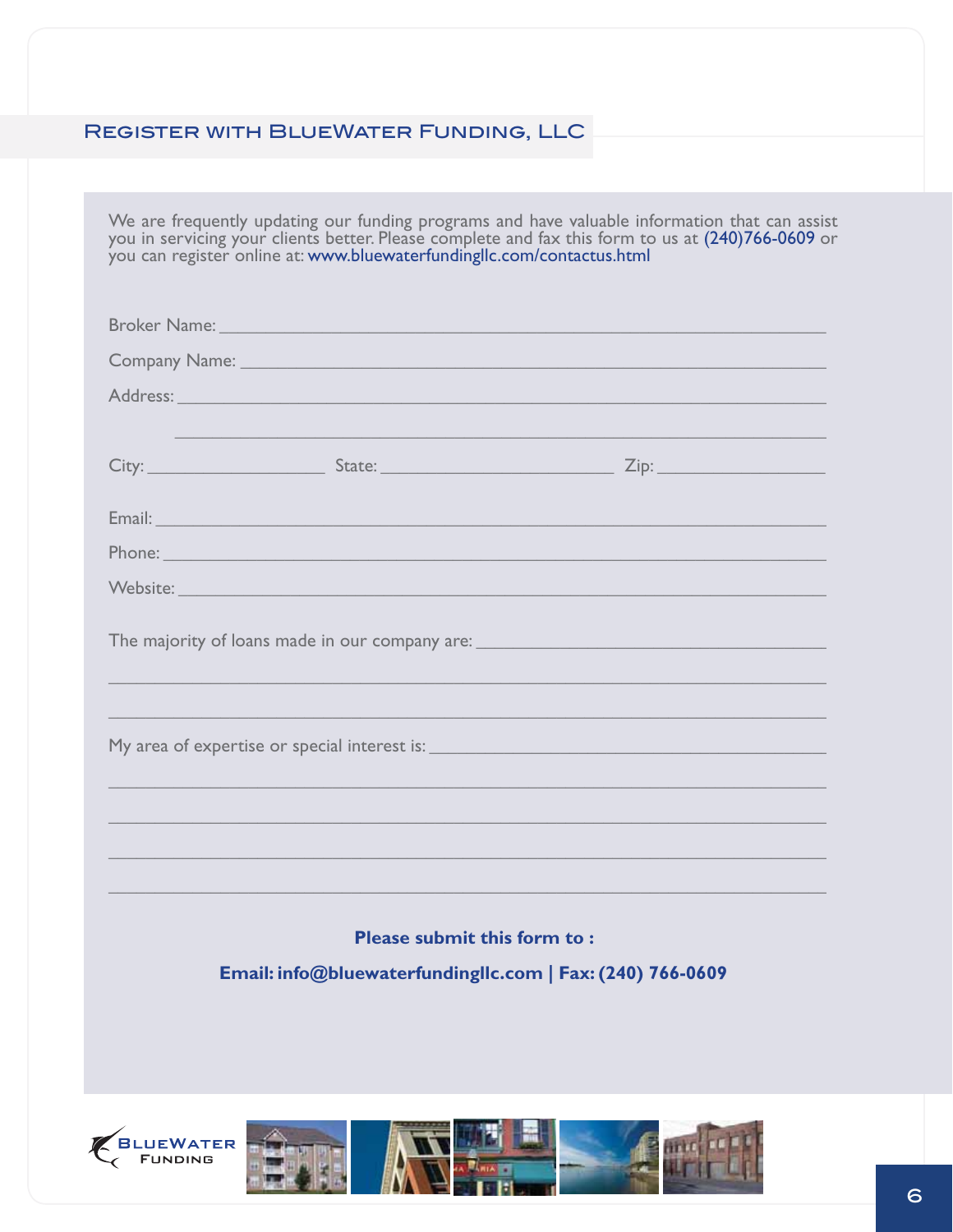## Register with BlueWater Funding, LLC

We are frequently updating our funding programs and have valuable information that can assist you in servicing your clients better. Please complete and fax this form to us at (240)766-0609 or you can register online at: www.bluewaterfundingllc.com/contactus.html

Broker Name: ______________________________________________

Company Name: ______________________________________________

Address: ______________________________________________

______________________________________________

City: ________________ State: ____________________ Zip: ______________

Email: ______________________________________________

Phone: ______________________________________________

Website: ______________________________________________

The majority of loans made in our company are: ______________________________

______________________________________________

______________________________________________

My area of expertise or special interest is: ______________________________

______________________________________________

______________________________________________

______________________________________________

______________________________________________

**Please submit this form to :**

**Email: info@bluewaterfundingllc.com | Fax: (240) 766-0609**

BlueWater Funding